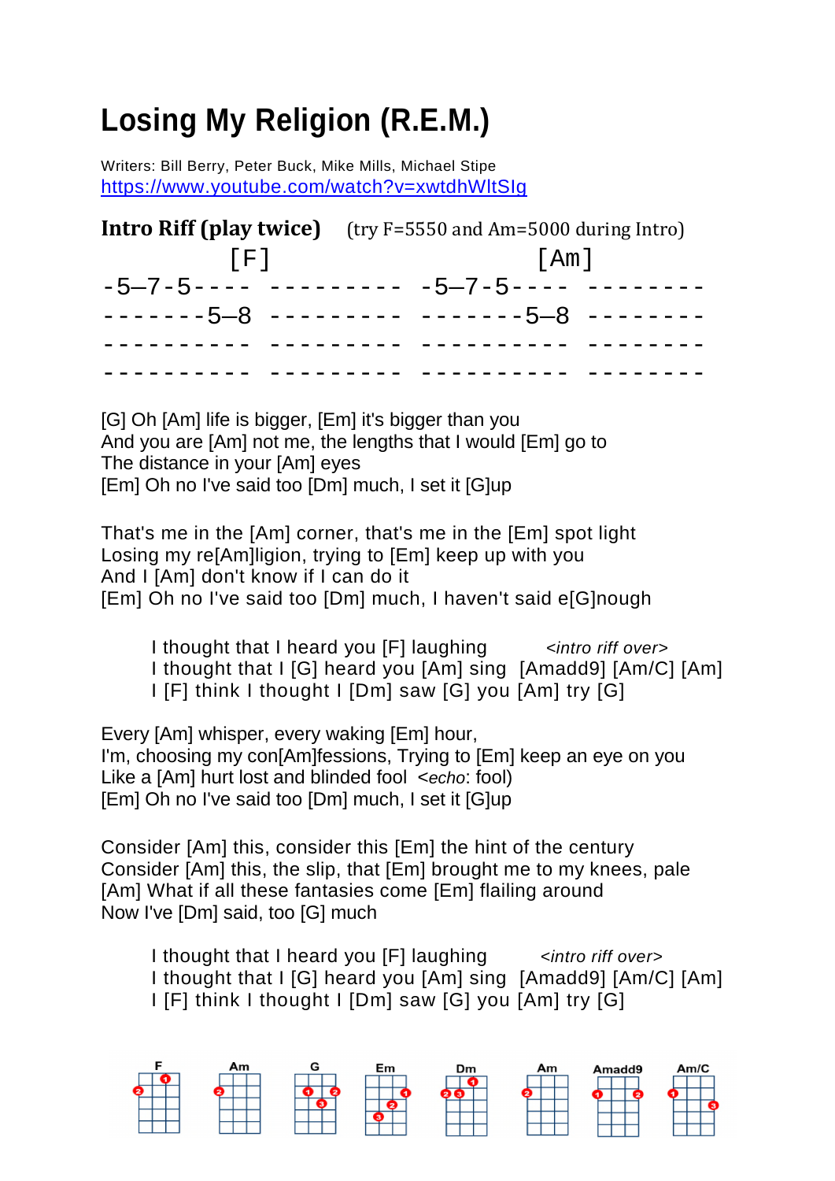# Losing My Religion (R.E.M.)

Writers: Bill Berry, Peter Buck, Mike Mills, Michael Stipe
https://www.youtube.com/watch?v=xwtdhWltSlg

**Intro Riff (play twice)** (try F=5550 and Am=5000 during Intro)

```
        [F]                        [Am]
-5–7-5---- --------- -5–7-5---- --------
-------5–8 --------- -------5–8 --------
---------- --------- ---------- --------
---------- --------- ---------- --------
```

[G] Oh [Am] life is bigger, [Em] it's bigger than you
And you are [Am] not me, the lengths that I would [Em] go to
The distance in your [Am] eyes
[Em] Oh no I've said too [Dm] much, I set it [G]up

That's me in the [Am] corner, that's me in the [Em] spot light
Losing my re[Am]ligion, trying to [Em] keep up with you
And I [Am] don't know if I can do it
[Em] Oh no I've said too [Dm] much, I haven't said e[G]nough

I thought that I heard you [F] laughing *<intro riff over>*
I thought that I [G] heard you [Am] sing [Amadd9] [Am/C] [Am]
I [F] think I thought I [Dm] saw [G] you [Am] try [G]

Every [Am] whisper, every waking [Em] hour,
I'm, choosing my con[Am]fessions, Trying to [Em] keep an eye on you
Like a [Am] hurt lost and blinded fool <*echo*: fool)
[Em] Oh no I've said too [Dm] much, I set it [G]up

Consider [Am] this, consider this [Em] the hint of the century
Consider [Am] this, the slip, that [Em] brought me to my knees, pale
[Am] What if all these fantasies come [Em] flailing around
Now I've [Dm] said, too [G] much

I thought that I heard you [F] laughing *<intro riff over>*
I thought that I [G] heard you [Am] sing [Amadd9] [Am/C] [Am]
I [F] think I thought I [Dm] saw [G] you [Am] try [G]

F Am G Em Dm Am Amadd9 Am/C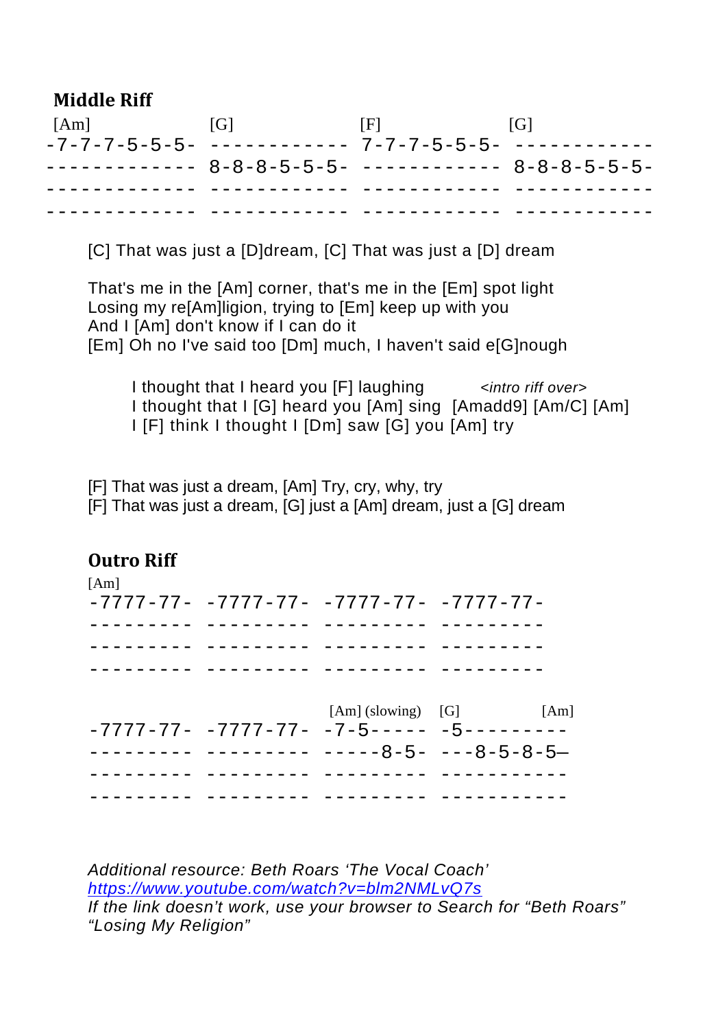## Middle Riff

```
[Am]           [G]            [F]            [G]
-7-7-7-5-5-5-  ------------   7-7-7-5-5-5-   ------------
-------------  8-8-8-5-5-5-   ------------   8-8-8-5-5-5-
-------------  ------------   ------------   ------------
-------------  ------------   ------------   ------------
```

[C] That was just a [D]dream, [C] That was just a [D] dream

That's me in the [Am] corner, that's me in the [Em] spot light
Losing my re[Am]ligion, trying to [Em] keep up with you
And I [Am] don't know if I can do it
[Em] Oh no I've said too [Dm] much, I haven't said e[G]nough

I thought that I heard you [F] laughing *<intro riff over>*
I thought that I [G] heard you [Am] sing [Amadd9] [Am/C] [Am]
I [F] think I thought I [Dm] saw [G] you [Am] try

[F] That was just a dream, [Am] Try, cry, why, try
[F] That was just a dream, [G] just a [Am] dream, just a [G] dream

## Outro Riff

```
[Am]
-7777-77-  -7777-77-  -7777-77-  -7777-77-
---------  ---------  ---------  ---------
---------  ---------  ---------  ---------
---------  ---------  ---------  ---------

                      [Am] (slowing)  [G]        [Am]
-7777-77-  -7777-77-  -7-5-----   -5---------
---------  ---------  -----8-5-   ---8-5-8-5–
---------  ---------  ---------   -----------
---------  ---------  ---------   -----------
```

*Additional resource: Beth Roars 'The Vocal Coach'*
*https://www.youtube.com/watch?v=blm2NMLvQ7s*
*If the link doesn't work, use your browser to Search for "Beth Roars" "Losing My Religion"*